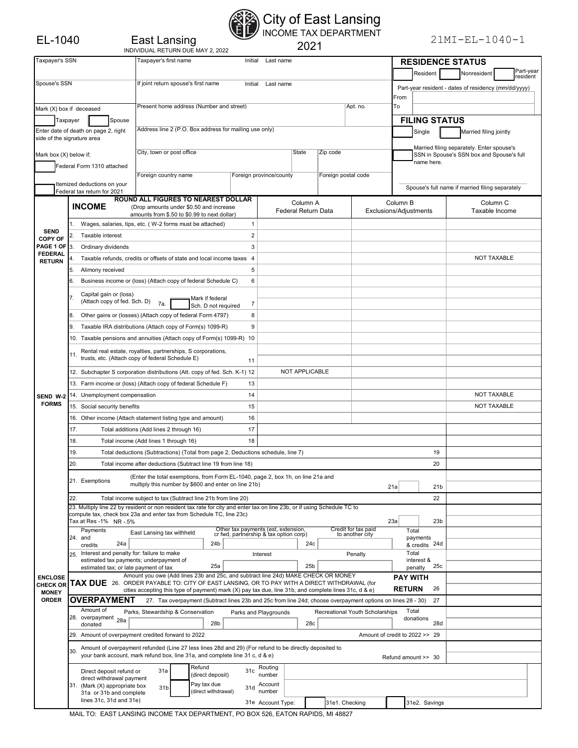EL-1040 East Lansing
INDIVIDUAL RETURN DUE MAY 2, 2022

# City of East Lansing
INCOME TAX DEPARTMENT
2021

21MI-EL-1040-1

| Taxpayer's SSN | Taxpayer's first name | Initial | Last name |
|---|---|---|---|
| Spouse's SSN | If joint return spouse's first name | Initial | Last name |

Mark (X) box if deceased
☐ Taxpayer ☐ Spouse
Enter date of death on page 2, right side of the signature area

Mark box (X) below if;
☐ Federal Form 1310 attached
☐ Itemized deductions on your Federal tax return for 2021

Present home address (Number and street) | Apt. no.
Address line 2 (P.O. Box address for mailing use only)
City, town or post office | State | Zip code
Foreign country name | Foreign province/county | Foreign postal code

## RESIDENCE STATUS
☐ Resident ☐ Nonresident ☐ Part-year resident
Part-year resident - dates of residency (mm/dd/yyyy)
From
To

## FILING STATUS
☐ Single ☐ Married filing jointly
☐ Married filing separately. Enter spouse's SSN in Spouse's SSN box and Spouse's full name here.
Spouse's full name if married filing separately

## INCOME
ROUND ALL FIGURES TO NEAREST DOLLAR (Drop amounts under $0.50 and increase amounts from $.50 to $0.99 to next dollar)

SEND COPY OF PAGE 1 OF FEDERAL RETURN

SEND W-2 FORMS

| Line | Description | | Column A Federal Return Data | Column B Exclusions/Adjustments | Column C Taxable Income |
|---|---|---|---|---|---|
| 1. | Wages, salaries, tips, etc. ( W-2 forms must be attached) | 1 | | | |
| 2. | Taxable interest | 2 | | | |
| 3. | Ordinary dividends | 3 | | | |
| 4. | Taxable refunds, credits or offsets of state and local income taxes | 4 | | | NOT TAXABLE |
| 5. | Alimony received | 5 | | | |
| 6. | Business income or (loss) (Attach copy of federal Schedule C) | 6 | | | |
| 7. | Capital gain or (loss) (Attach copy of fed. Sch. D) 7a. ☐ Mark if federal Sch. D not required | 7 | | | |
| 8. | Other gains or (losses) (Attach copy of federal Form 4797) | 8 | | | |
| 9. | Taxable IRA distributions (Attach copy of Form(s) 1099-R) | 9 | | | |
| 10. | Taxable pensions and annuities (Attach copy of Form(s) 1099-R) | 10 | | | |
| 11. | Rental real estate, royalties, partnerships, S corporations, trusts, etc. (Attach copy of federal Schedule E) | 11 | | | |
| 12. | Subchapter S corporation distributions (Att. copy of fed. Sch. K-1) | 12 | NOT APPLICABLE | | |
| 13. | Farm income or (loss) (Attach copy of federal Schedule F) | 13 | | | |
| 14. | Unemployment compensation | 14 | | | NOT TAXABLE |
| 15. | Social security benefits | 15 | | | NOT TAXABLE |
| 16. | Other income (Attach statement listing type and amount) | 16 | | | |
| 17. | Total additions (Add lines 2 through 16) | 17 | | | |
| 18. | Total income (Add lines 1 through 16) | 18 | | | |

19. Total deductions (Subtractions) (Total from page 2, Deductions schedule, line 7) — 19

20. Total income after deductions (Subtract line 19 from line 18) — 20

21. Exemptions (Enter the total exemptions, from Form EL-1040, page 2, box 1h, on line 21a and multiply this number by $600 and enter on line 21b) — 21a ____ 21b

22. Total income subject to tax (Subtract line 21b from line 20) — 22

23. Multiply line 22 by resident or non resident tax rate for city and enter tax on line 23b, or if using Schedule TC to compute tax, check box 23a and enter tax from Schedule TC, line 23c)
Tax at Res -1% NR -.5% — 23a ____ 23b

24. Payments and credits — East Lansing tax withheld 24a ____ Other tax payments (est, extension, cr fwd, partnership & tax option corp) 24b ____ Credit for tax paid to another city 24c ____ Total payments & credits 24d

25. Interest and penalty for: failure to make estimated tax payments; underpayment of estimated tax; or late payment of tax — Interest 25a ____ Penalty 25b ____ Total interest & penalty 25c

ENCLOSE CHECK OR MONEY ORDER

**TAX DUE** 26. Amount you owe (Add lines 23b and 25c, and subtract line 24d) MAKE CHECK OR MONEY ORDER PAYABLE TO: CITY OF EAST LANSING, OR TO PAY WITH A DIRECT WITHDRAWAL (for cities accepting this type of payment) mark (X) pay tax due, line 31b, and complete lines 31c, d & e) — **PAY WITH RETURN** 26

**OVERPAYMENT** 27. Tax overpayment (Subtract lines 23b and 25c from line 24d; choose overpayment options on lines 28 - 30) — 27

28. Amount of overpayment donated — Parks, Stewardship & Conservation 28a ____ Parks and Playgrounds 28b ____ Recreational Youth Scholarships 28c ____ Total donations 28d

29. Amount of overpayment credited forward to 2022 — Amount of credit to 2022 >> 29

30. Amount of overpayment refunded (Line 27 less lines 28d and 29) (For refund to be directly deposited to your bank account, mark refund box, line 31a, and complete line 31 c, d & e) — Refund amount >> 30

31. Direct deposit refund or direct withdrawal payment (Mark (X) appropriate box 31a or 31b and complete lines 31c, 31d and 31e)
31a ☐ Refund (direct deposit)
31b ☐ Pay tax due (direct withdrawal)
31c Routing number
31d Account number
31e Account Type: ☐ 31e1. Checking ☐ 31e2. Savings

MAIL TO: EAST LANSING INCOME TAX DEPARTMENT, PO BOX 526, EATON RAPIDS, MI 48827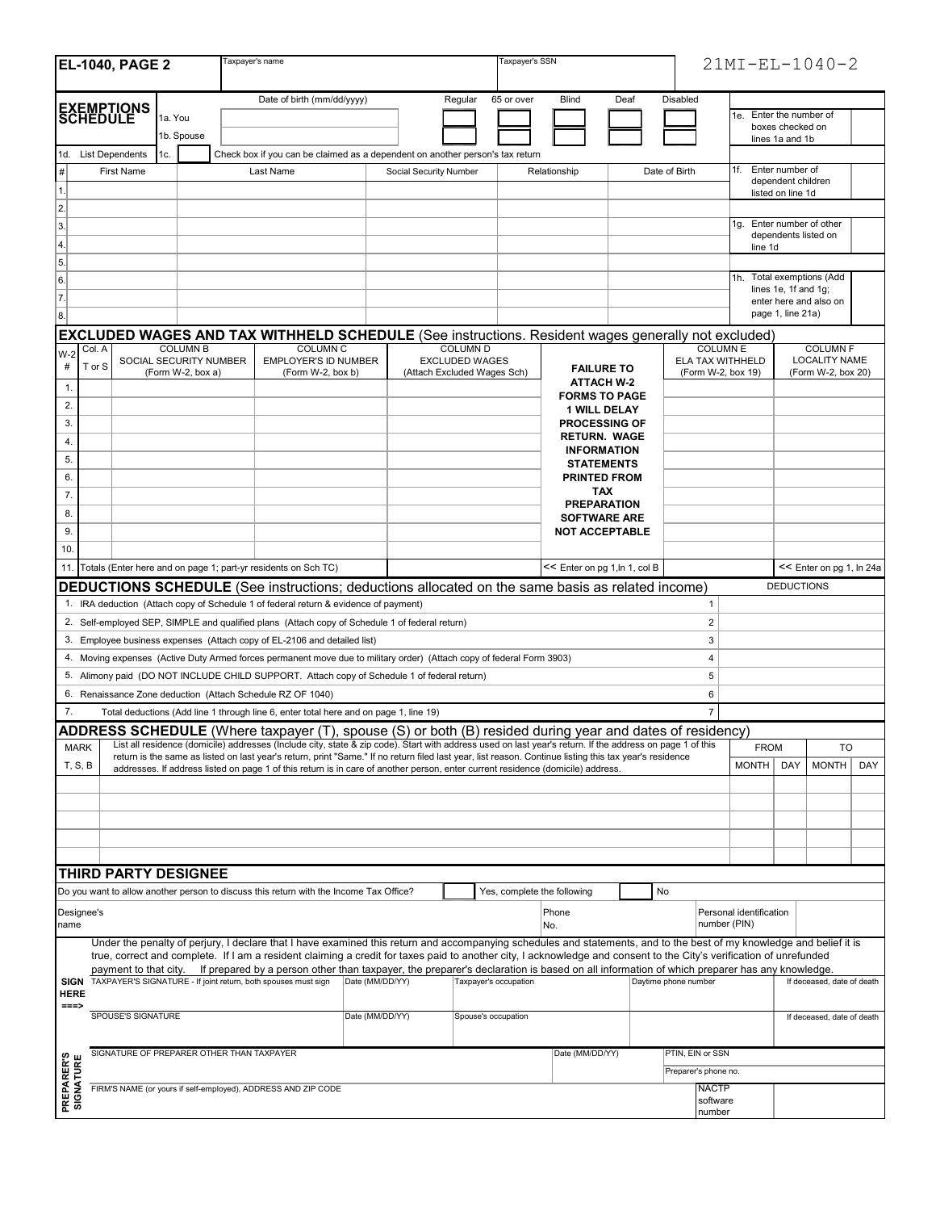| EL-1040, PAGE 2 | Taxpayer's name | Taxpayer's SSN | 21MI-EL-1040-2 |
|---|---|---|---|

## EXEMPTIONS SCHEDULE

| | Date of birth (mm/dd/yyyy) | Regular | 65 or over | Blind | Deaf | Disabled | |
|---|---|---|---|---|---|---|---|
| 1a. You | | | | | | | 1e. Enter the number of boxes checked on lines 1a and 1b |
| 1b. Spouse | | | | | | | |

1d. List Dependents 1c. ☐ Check box if you can be claimed as a dependent on another person's tax return

| # | First Name | Last Name | Social Security Number | Relationship | Date of Birth | |
|---|---|---|---|---|---|---|
| 1. | | | | | | 1f. Enter number of dependent children listed on line 1d |
| 2. | | | | | | |
| 3. | | | | | | 1g. Enter number of other dependents listed on line 1d |
| 4. | | | | | | |
| 5. | | | | | | |
| 6. | | | | | | 1h. Total exemptions (Add lines 1e, 1f and 1g; enter here and also on page 1, line 21a) |
| 7. | | | | | | |
| 8. | | | | | | |

## EXCLUDED WAGES AND TAX WITHHELD SCHEDULE (See instructions. Resident wages generally not excluded)

| W-2 # | Col. A T or S | COLUMN B SOCIAL SECURITY NUMBER (Form W-2, box a) | COLUMN C EMPLOYER'S ID NUMBER (Form W-2, box b) | COLUMN D EXCLUDED WAGES (Attach Excluded Wages Sch) | | COLUMN E ELA TAX WITHHELD (Form W-2, box 19) | COLUMN F LOCALITY NAME (Form W-2, box 20) |
|---|---|---|---|---|---|---|---|
| 1. | | | | | **FAILURE TO ATTACH W-2 FORMS TO PAGE 1 WILL DELAY PROCESSING OF RETURN. WAGE INFORMATION STATEMENTS PRINTED FROM TAX PREPARATION SOFTWARE ARE NOT ACCEPTABLE** | | |
| 2. | | | | | | | |
| 3. | | | | | | | |
| 4. | | | | | | | |
| 5. | | | | | | | |
| 6. | | | | | | | |
| 7. | | | | | | | |
| 8. | | | | | | | |
| 9. | | | | | | | |
| 10. | | | | | | | |
| 11. | Totals (Enter here and on page 1; part-yr residents on Sch TC) | | | | << Enter on pg 1,ln 1, col B | | << Enter on pg 1, ln 24a |

## DEDUCTIONS SCHEDULE (See instructions; deductions allocated on the same basis as related income)

| | | | DEDUCTIONS |
|---|---|---|---|
| 1. | IRA deduction (Attach copy of Schedule 1 of federal return & evidence of payment) | 1 | |
| 2. | Self-employed SEP, SIMPLE and qualified plans (Attach copy of Schedule 1 of federal return) | 2 | |
| 3. | Employee business expenses (Attach copy of EL-2106 and detailed list) | 3 | |
| 4. | Moving expenses (Active Duty Armed forces permanent move due to military order) (Attach copy of federal Form 3903) | 4 | |
| 5. | Alimony paid (DO NOT INCLUDE CHILD SUPPORT. Attach copy of Schedule 1 of federal return) | 5 | |
| 6. | Renaissance Zone deduction (Attach Schedule RZ OF 1040) | 6 | |
| 7. | Total deductions (Add line 1 through line 6, enter total here and on page 1, line 19) | 7 | |

## ADDRESS SCHEDULE (Where taxpayer (T), spouse (S) or both (B) resided during year and dates of residency)

| MARK T, S, B | List all residence (domicile) addresses (Include city, state & zip code). Start with address used on last year's return. If the address on page 1 of this return is the same as listed on last year's return, print "Same." If no return filed last year, list reason. Continue listing this tax year's residence addresses. If address listed on page 1 of this return is in care of another person, enter current residence (domicile) address. | FROM MONTH | FROM DAY | TO MONTH | TO DAY |
|---|---|---|---|---|---|
| | | | | | |
| | | | | | |
| | | | | | |
| | | | | | |
| | | | | | |

## THIRD PARTY DESIGNEE

Do you want to allow another person to discuss this return with the Income Tax Office? ☐ Yes, complete the following ☐ No

| Designee's name | | Phone No. | | Personal identification number (PIN) | |
|---|---|---|---|---|---|

Under the penalty of perjury, I declare that I have examined this return and accompanying schedules and statements, and to the best of my knowledge and belief it is true, correct and complete. If I am a resident claiming a credit for taxes paid to another city, I acknowledge and consent to the City's verification of unrefunded payment to that city. If prepared by a person other than taxpayer, the preparer's declaration is based on all information of which preparer has any knowledge.

| SIGN HERE ===> | TAXPAYER'S SIGNATURE - If joint return, both spouses must sign | Date (MM/DD/YY) | Taxpayer's occupation | Daytime phone number | If deceased, date of death |
|---|---|---|---|---|---|
| | SPOUSE'S SIGNATURE | Date (MM/DD/YY) | Spouse's occupation | | If deceased, date of death |

| PREPARER'S SIGNATURE | | | |
|---|---|---|---|
| SIGNATURE OF PREPARER OTHER THAN TAXPAYER | Date (MM/DD/YY) | PTIN, EIN or SSN | |
| | | Preparer's phone no. | |
| FIRM'S NAME (or yours if self-employed), ADDRESS AND ZIP CODE | | NACTP software number | |